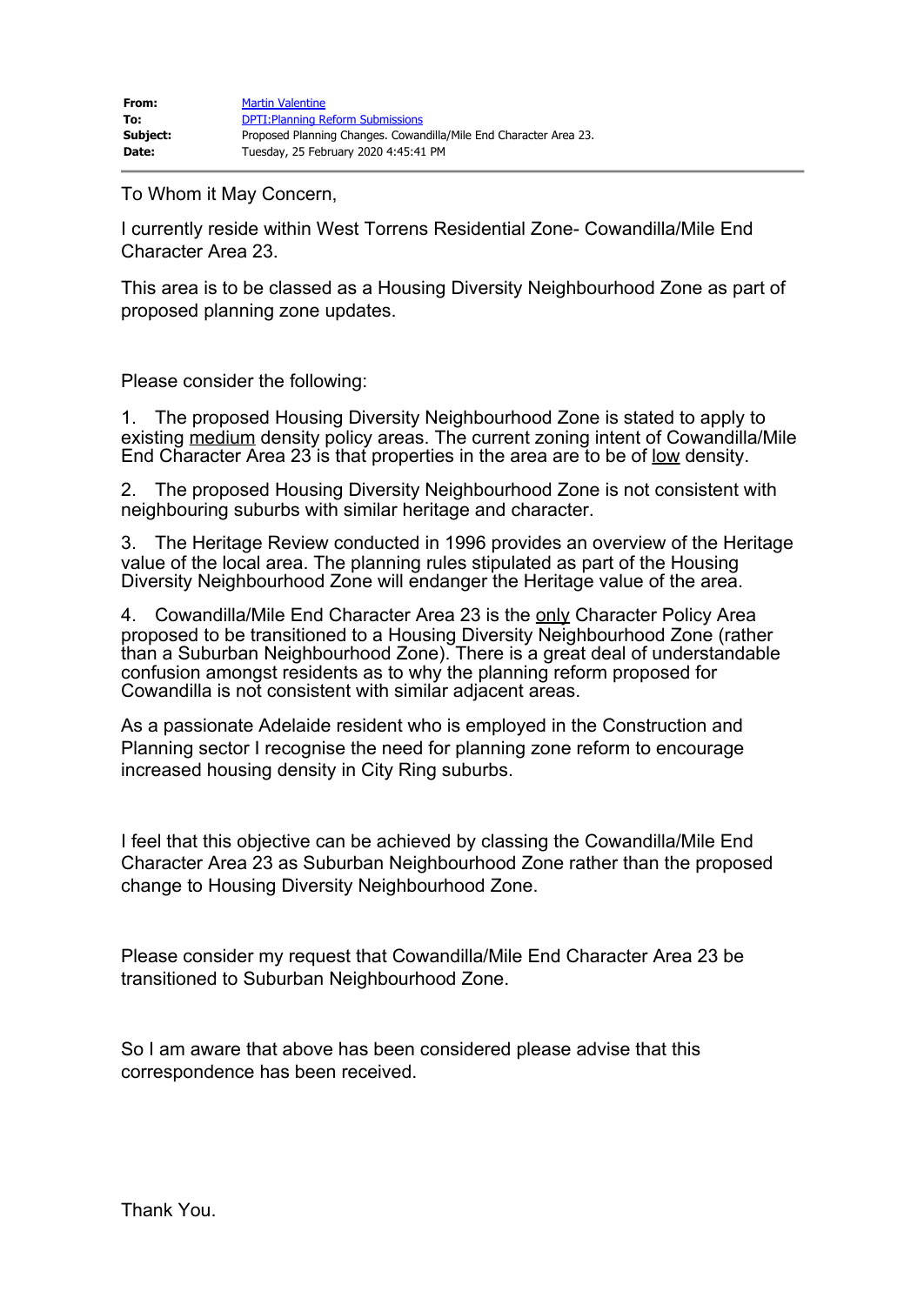| | |
|---|---|
| **From:** | Martin Valentine |
| **To:** | DPTI:Planning Reform Submissions |
| **Subject:** | Proposed Planning Changes. Cowandilla/Mile End Character Area 23. |
| **Date:** | Tuesday, 25 February 2020 4:45:41 PM |

To Whom it May Concern,

I currently reside within West Torrens Residential Zone- Cowandilla/Mile End Character Area 23.

This area is to be classed as a Housing Diversity Neighbourhood Zone as part of proposed planning zone updates.

Please consider the following:

1. The proposed Housing Diversity Neighbourhood Zone is stated to apply to existing medium density policy areas. The current zoning intent of Cowandilla/Mile End Character Area 23 is that properties in the area are to be of low density.

2. The proposed Housing Diversity Neighbourhood Zone is not consistent with neighbouring suburbs with similar heritage and character.

3. The Heritage Review conducted in 1996 provides an overview of the Heritage value of the local area. The planning rules stipulated as part of the Housing Diversity Neighbourhood Zone will endanger the Heritage value of the area.

4. Cowandilla/Mile End Character Area 23 is the only Character Policy Area proposed to be transitioned to a Housing Diversity Neighbourhood Zone (rather than a Suburban Neighbourhood Zone). There is a great deal of understandable confusion amongst residents as to why the planning reform proposed for Cowandilla is not consistent with similar adjacent areas.

As a passionate Adelaide resident who is employed in the Construction and Planning sector I recognise the need for planning zone reform to encourage increased housing density in City Ring suburbs.

I feel that this objective can be achieved by classing the Cowandilla/Mile End Character Area 23 as Suburban Neighbourhood Zone rather than the proposed change to Housing Diversity Neighbourhood Zone.

Please consider my request that Cowandilla/Mile End Character Area 23 be transitioned to Suburban Neighbourhood Zone.

So I am aware that above has been considered please advise that this correspondence has been received.

Thank You.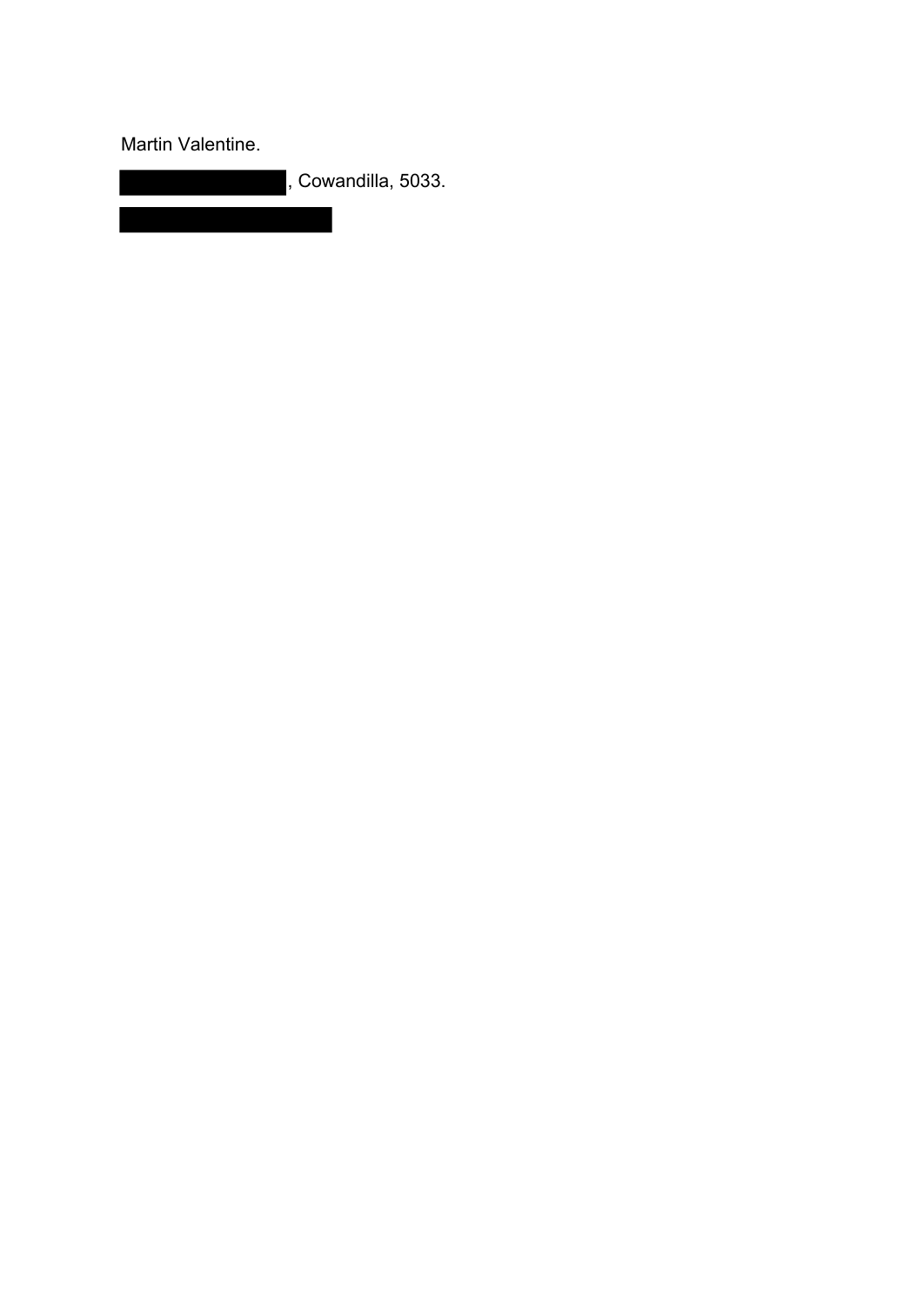Martin Valentine.

, Cowandilla, 5033.